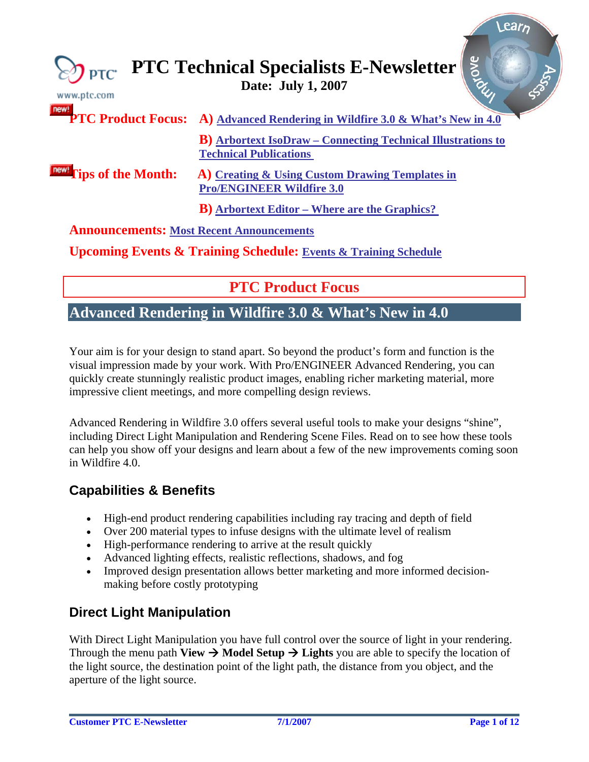# PTC Technical Specialists E-Newsletter

**Date: July 1, 2007**

**PTC Product Focus:** **A)** Advanced Rendering in Wildfire 3.0 & What's New in 4.0

**B)** Arbortext IsoDraw – Connecting Technical Illustrations to Technical Publications

**Tips of the Month:** **A)** Creating & Using Custom Drawing Templates in Pro/ENGINEER Wildfire 3.0

**B)** Arbortext Editor – Where are the Graphics?

**Announcements:** Most Recent Announcements

**Upcoming Events & Training Schedule:** Events & Training Schedule

## PTC Product Focus

## Advanced Rendering in Wildfire 3.0 & What's New in 4.0

Your aim is for your design to stand apart. So beyond the product's form and function is the visual impression made by your work. With Pro/ENGINEER Advanced Rendering, you can quickly create stunningly realistic product images, enabling richer marketing material, more impressive client meetings, and more compelling design reviews.

Advanced Rendering in Wildfire 3.0 offers several useful tools to make your designs "shine", including Direct Light Manipulation and Rendering Scene Files. Read on to see how these tools can help you show off your designs and learn about a few of the new improvements coming soon in Wildfire 4.0.

### Capabilities & Benefits

- High-end product rendering capabilities including ray tracing and depth of field
- Over 200 material types to infuse designs with the ultimate level of realism
- High-performance rendering to arrive at the result quickly
- Advanced lighting effects, realistic reflections, shadows, and fog
- Improved design presentation allows better marketing and more informed decision-making before costly prototyping

### Direct Light Manipulation

With Direct Light Manipulation you have full control over the source of light in your rendering. Through the menu path **View → Model Setup → Lights** you are able to specify the location of the light source, the destination point of the light path, the distance from you object, and the aperture of the light source.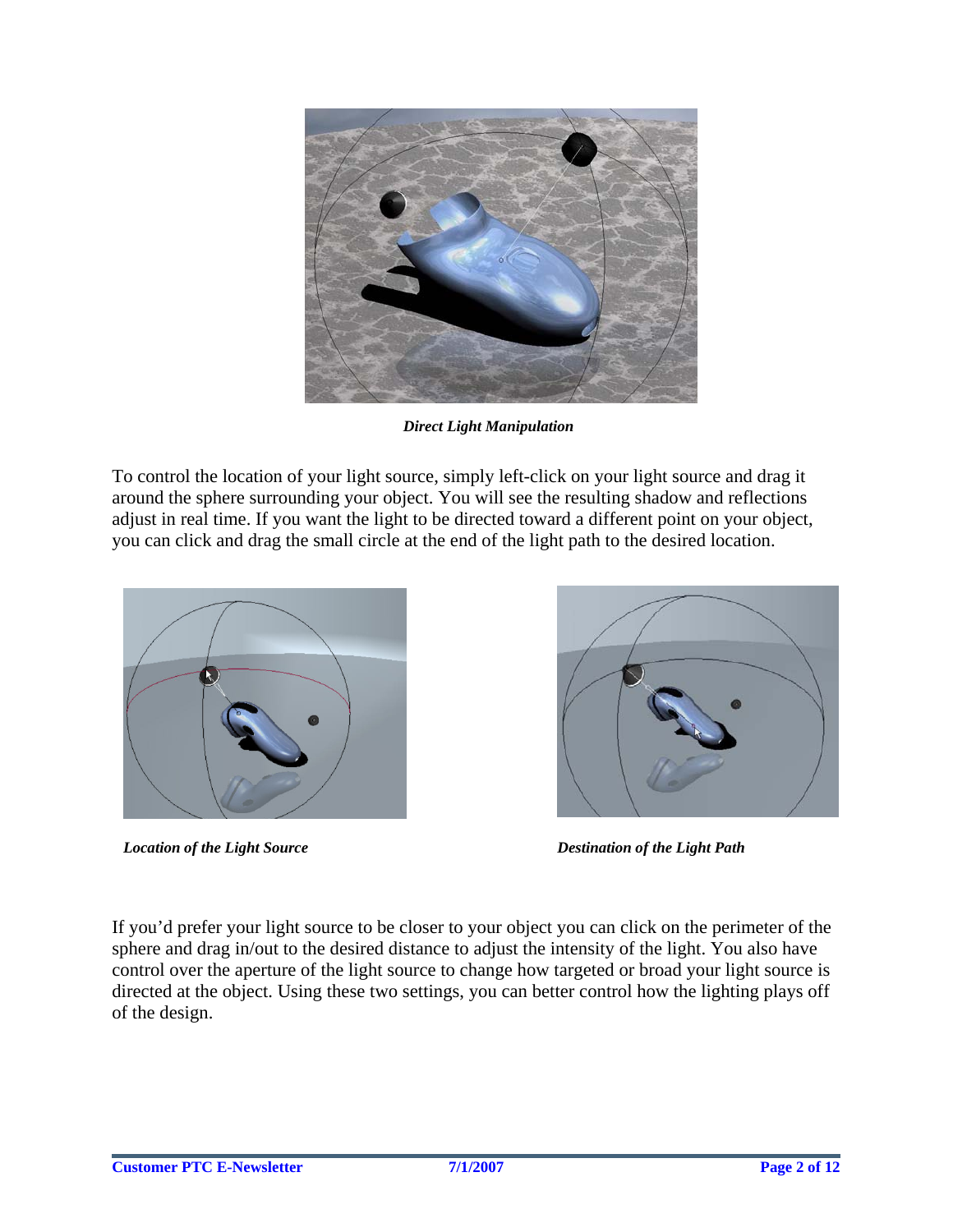*Direct Light Manipulation*

To control the location of your light source, simply left-click on your light source and drag it around the sphere surrounding your object. You will see the resulting shadow and reflections adjust in real time. If you want the light to be directed toward a different point on your object, you can click and drag the small circle at the end of the light path to the desired location.

*Location of the Light Source*

*Destination of the Light Path*

If you'd prefer your light source to be closer to your object you can click on the perimeter of the sphere and drag in/out to the desired distance to adjust the intensity of the light. You also have control over the aperture of the light source to change how targeted or broad your light source is directed at the object. Using these two settings, you can better control how the lighting plays off of the design.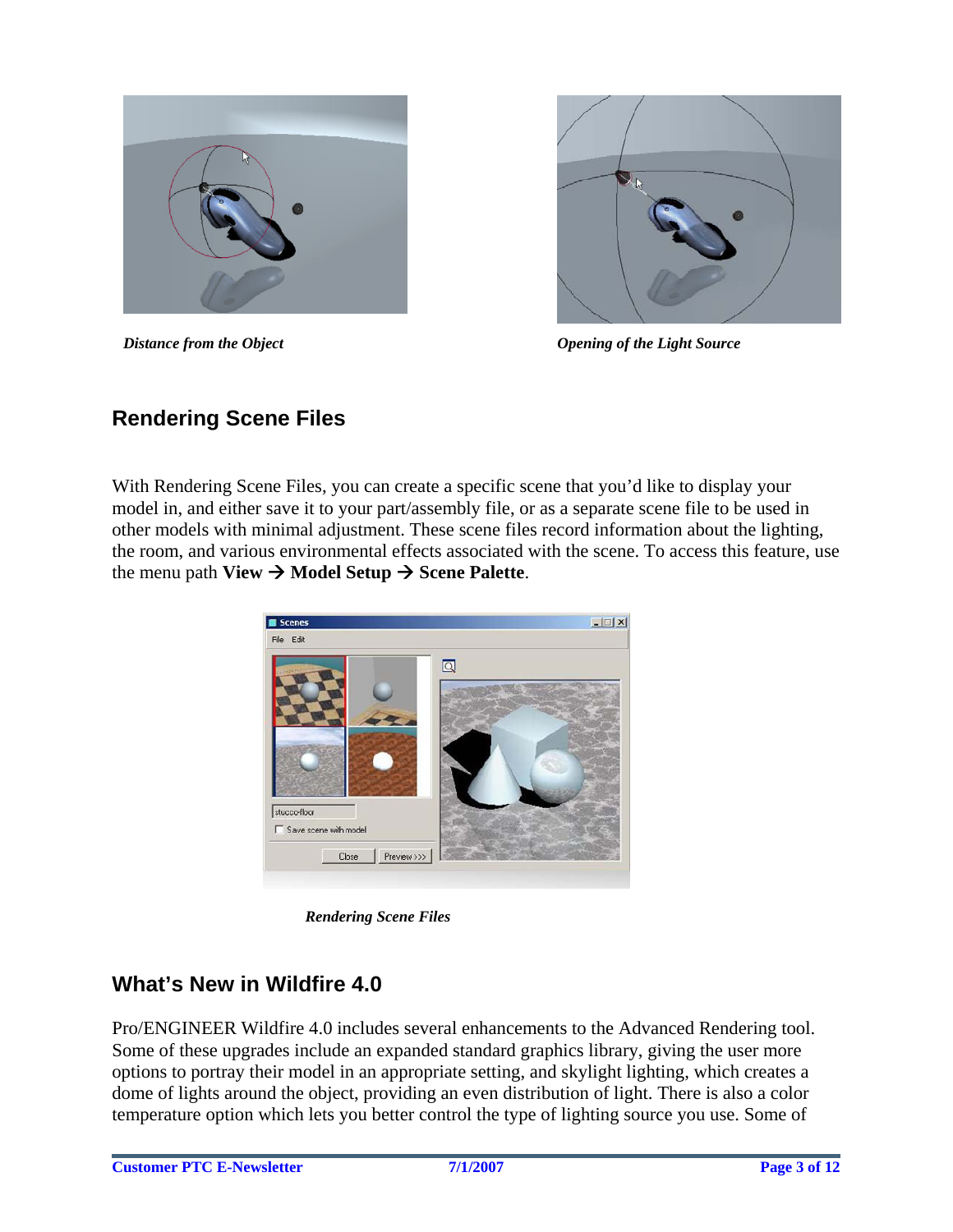*Distance from the Object*

*Opening of the Light Source*

## Rendering Scene Files

With Rendering Scene Files, you can create a specific scene that you'd like to display your model in, and either save it to your part/assembly file, or as a separate scene file to be used in other models with minimal adjustment. These scene files record information about the lighting, the room, and various environmental effects associated with the scene. To access this feature, use the menu path **View → Model Setup → Scene Palette**.

*Rendering Scene Files*

## What's New in Wildfire 4.0

Pro/ENGINEER Wildfire 4.0 includes several enhancements to the Advanced Rendering tool. Some of these upgrades include an expanded standard graphics library, giving the user more options to portray their model in an appropriate setting, and skylight lighting, which creates a dome of lights around the object, providing an even distribution of light. There is also a color temperature option which lets you better control the type of lighting source you use. Some of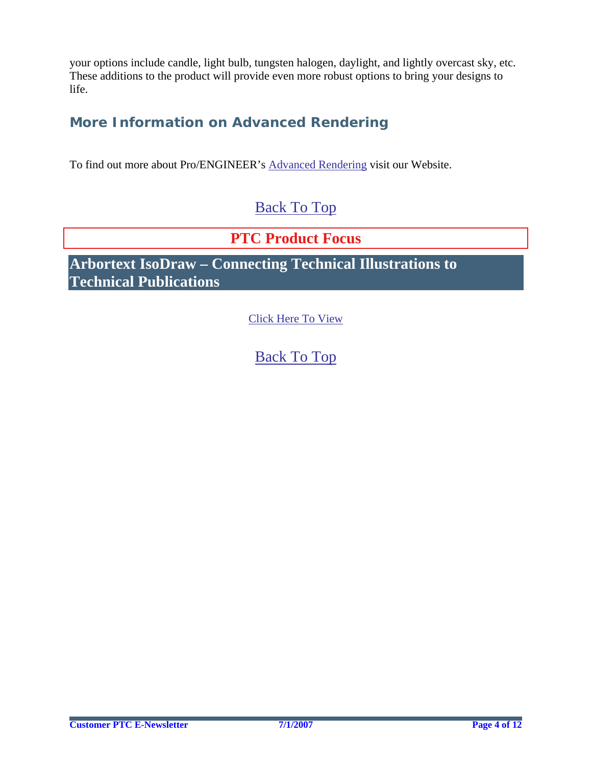your options include candle, light bulb, tungsten halogen, daylight, and lightly overcast sky, etc. These additions to the product will provide even more robust options to bring your designs to life.

## More Information on Advanced Rendering

To find out more about Pro/ENGINEER's Advanced Rendering visit our Website.

Back To Top

# PTC Product Focus

## Arbortext IsoDraw – Connecting Technical Illustrations to Technical Publications

Click Here To View

Back To Top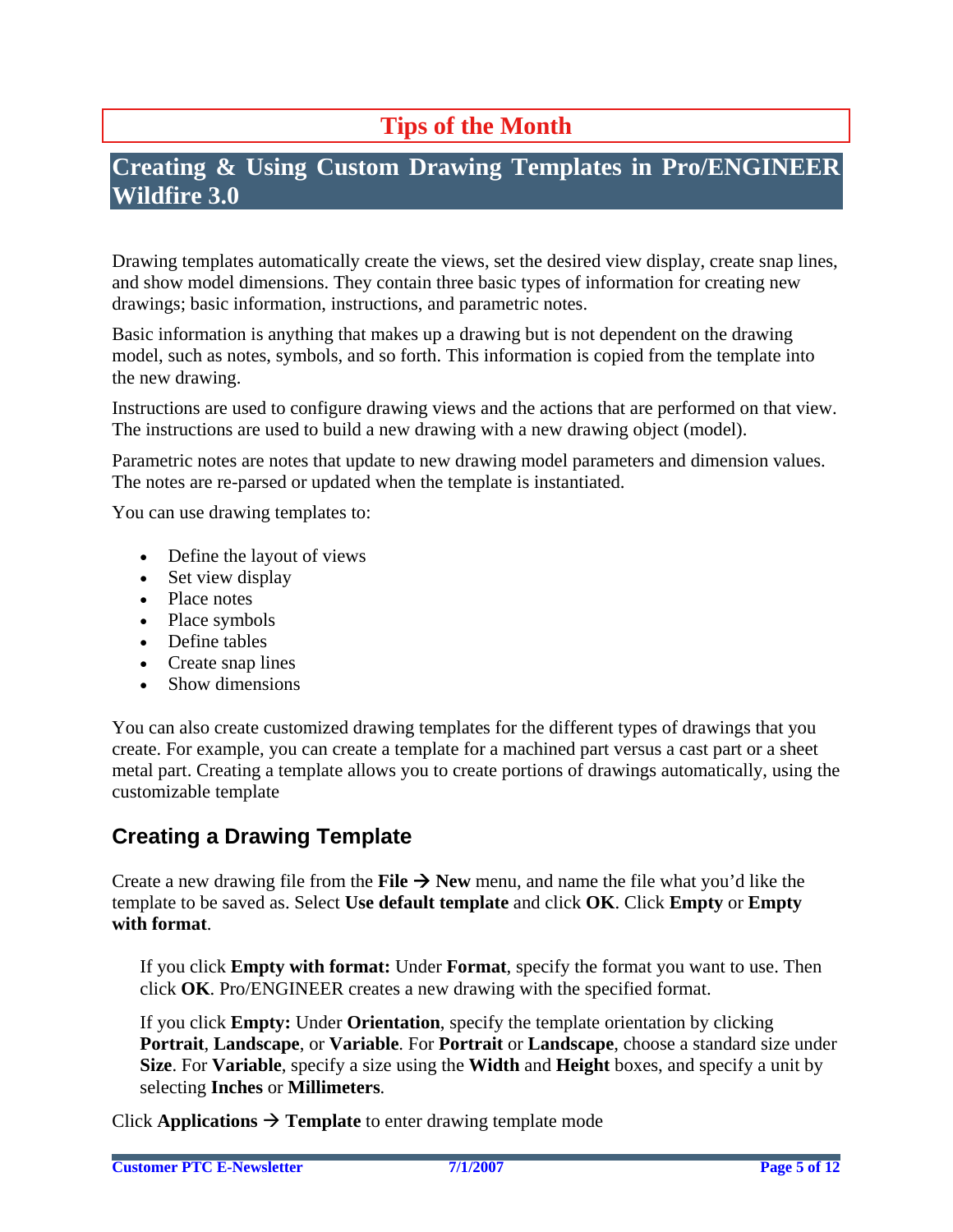## Tips of the Month

# Creating & Using Custom Drawing Templates in Pro/ENGINEER Wildfire 3.0

Drawing templates automatically create the views, set the desired view display, create snap lines, and show model dimensions. They contain three basic types of information for creating new drawings; basic information, instructions, and parametric notes.

Basic information is anything that makes up a drawing but is not dependent on the drawing model, such as notes, symbols, and so forth. This information is copied from the template into the new drawing.

Instructions are used to configure drawing views and the actions that are performed on that view. The instructions are used to build a new drawing with a new drawing object (model).

Parametric notes are notes that update to new drawing model parameters and dimension values. The notes are re-parsed or updated when the template is instantiated.

You can use drawing templates to:

- Define the layout of views
- Set view display
- Place notes
- Place symbols
- Define tables
- Create snap lines
- Show dimensions

You can also create customized drawing templates for the different types of drawings that you create. For example, you can create a template for a machined part versus a cast part or a sheet metal part. Creating a template allows you to create portions of drawings automatically, using the customizable template

## Creating a Drawing Template

Create a new drawing file from the **File → New** menu, and name the file what you'd like the template to be saved as. Select **Use default template** and click **OK**. Click **Empty** or **Empty with format**.

> If you click **Empty with format:** Under **Format**, specify the format you want to use. Then click **OK**. Pro/ENGINEER creates a new drawing with the specified format.
>
> If you click **Empty:** Under **Orientation**, specify the template orientation by clicking **Portrait**, **Landscape**, or **Variable**. For **Portrait** or **Landscape**, choose a standard size under **Size**. For **Variable**, specify a size using the **Width** and **Height** boxes, and specify a unit by selecting **Inches** or **Millimeters**.

Click **Applications → Template** to enter drawing template mode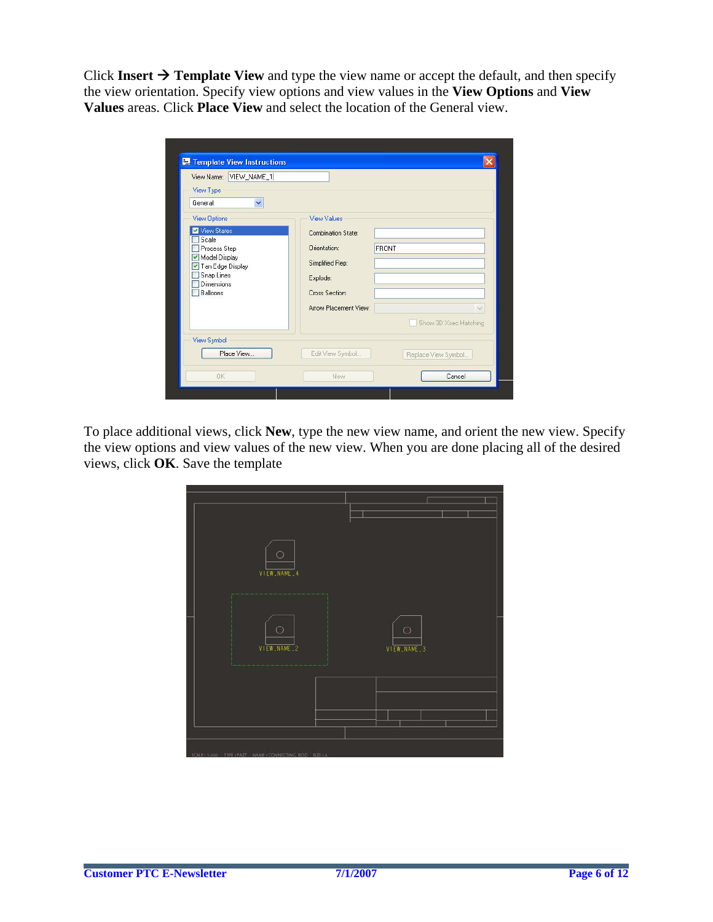Click **Insert → Template View** and type the view name or accept the default, and then specify the view orientation. Specify view options and view values in the **View Options** and **View Values** areas. Click **Place View** and select the location of the General view.

To place additional views, click **New**, type the new view name, and orient the new view. Specify the view options and view values of the new view. When you are done placing all of the desired views, click **OK**. Save the template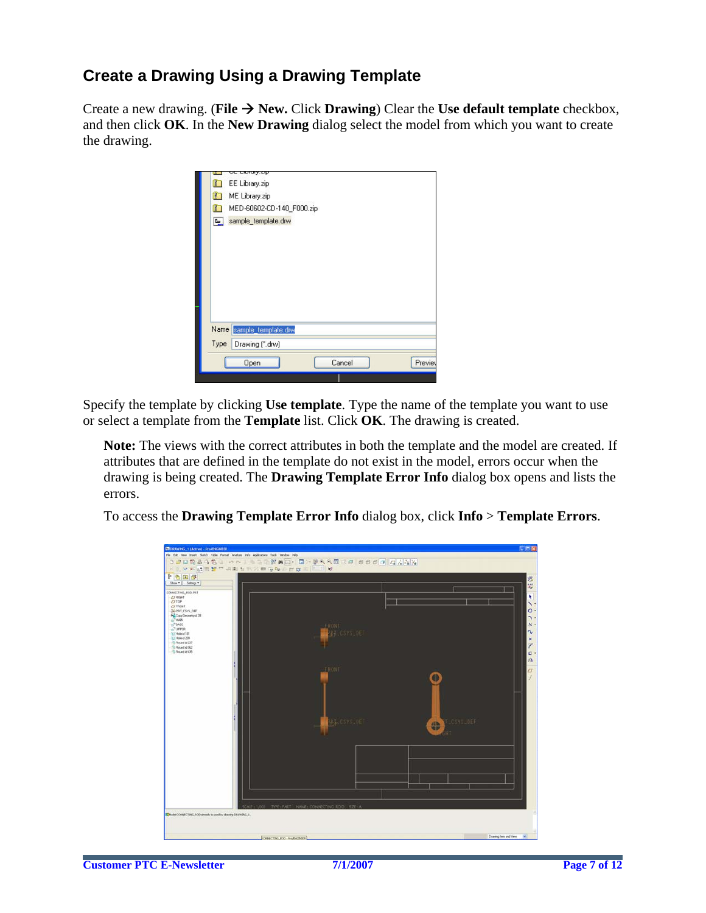## Create a Drawing Using a Drawing Template

Create a new drawing. (**File → New.** Click **Drawing**) Clear the **Use default template** checkbox, and then click **OK**. In the **New Drawing** dialog select the model from which you want to create the drawing.

Specify the template by clicking **Use template**. Type the name of the template you want to use or select a template from the **Template** list. Click **OK**. The drawing is created.

> **Note:** The views with the correct attributes in both the template and the model are created. If attributes that are defined in the template do not exist in the model, errors occur when the drawing is being created. The **Drawing Template Error Info** dialog box opens and lists the errors.
>
> To access the **Drawing Template Error Info** dialog box, click **Info** > **Template Errors**.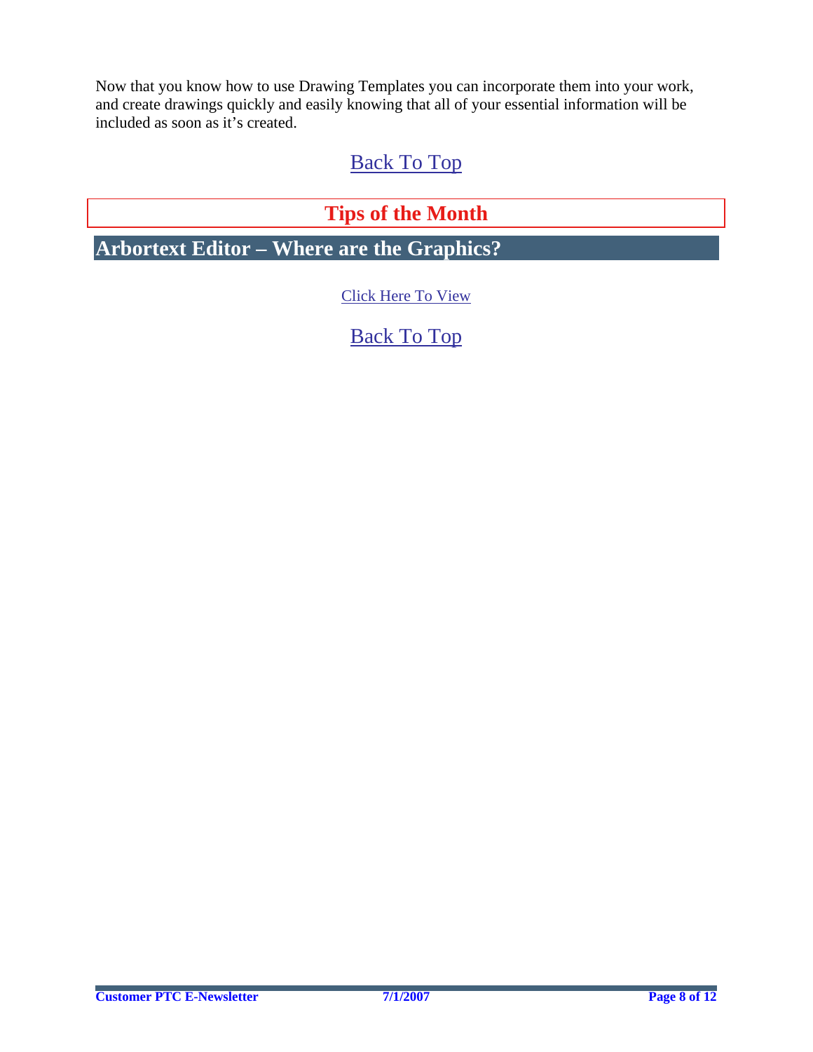Now that you know how to use Drawing Templates you can incorporate them into your work, and create drawings quickly and easily knowing that all of your essential information will be included as soon as it's created.

Back To Top

# Tips of the Month

## Arbortext Editor – Where are the Graphics?

Click Here To View

Back To Top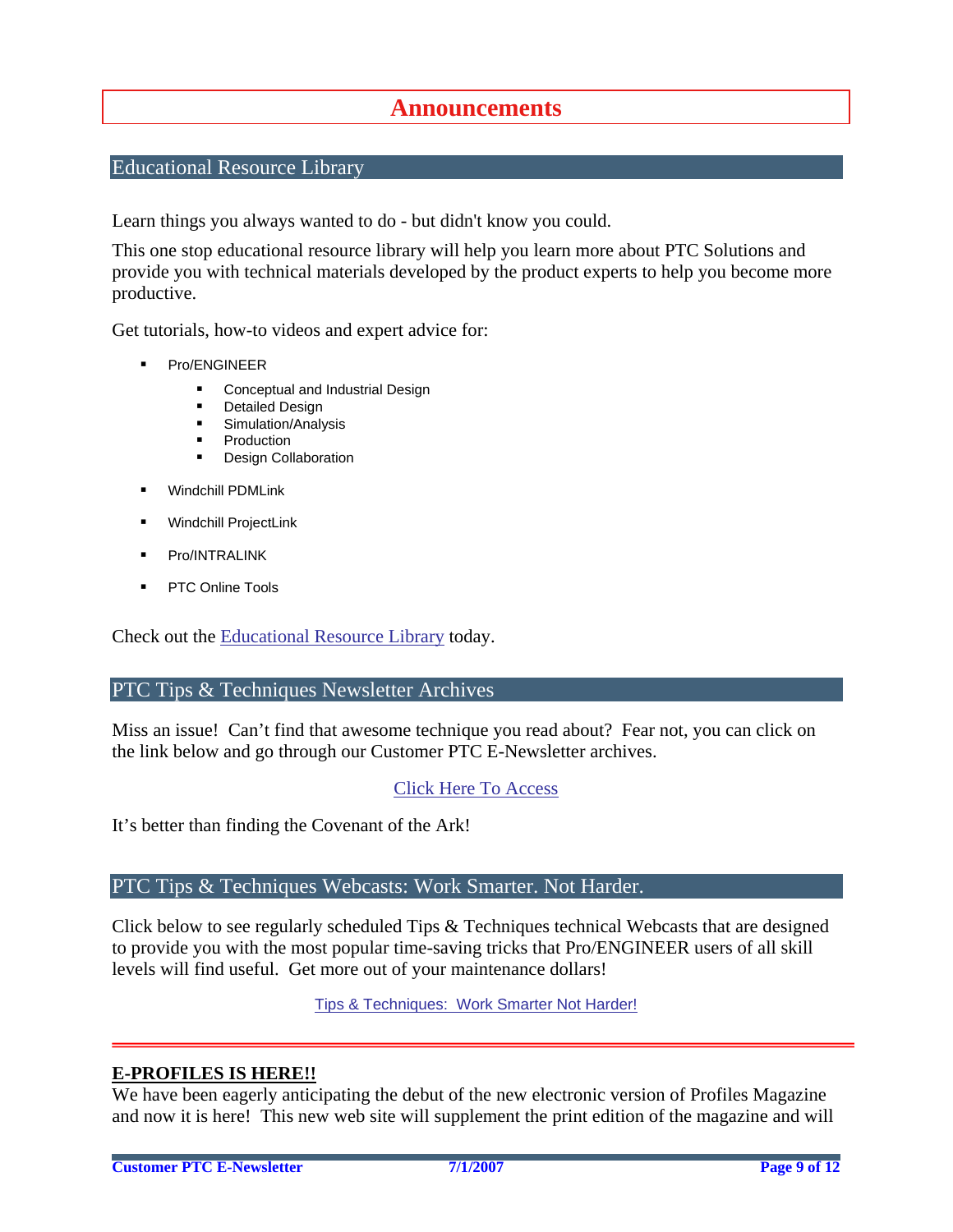# Announcements

## Educational Resource Library

Learn things you always wanted to do - but didn't know you could.

This one stop educational resource library will help you learn more about PTC Solutions and provide you with technical materials developed by the product experts to help you become more productive.

Get tutorials, how-to videos and expert advice for:

- Pro/ENGINEER
  - Conceptual and Industrial Design
  - Detailed Design
  - Simulation/Analysis
  - Production
  - Design Collaboration
- Windchill PDMLink
- Windchill ProjectLink
- Pro/INTRALINK
- PTC Online Tools

Check out the Educational Resource Library today.

## PTC Tips & Techniques Newsletter Archives

Miss an issue! Can't find that awesome technique you read about? Fear not, you can click on the link below and go through our Customer PTC E-Newsletter archives.

Click Here To Access

It's better than finding the Covenant of the Ark!

## PTC Tips & Techniques Webcasts: Work Smarter. Not Harder.

Click below to see regularly scheduled Tips & Techniques technical Webcasts that are designed to provide you with the most popular time-saving tricks that Pro/ENGINEER users of all skill levels will find useful. Get more out of your maintenance dollars!

Tips & Techniques: Work Smarter Not Harder!

---

**E-PROFILES IS HERE!!**

We have been eagerly anticipating the debut of the new electronic version of Profiles Magazine and now it is here! This new web site will supplement the print edition of the magazine and will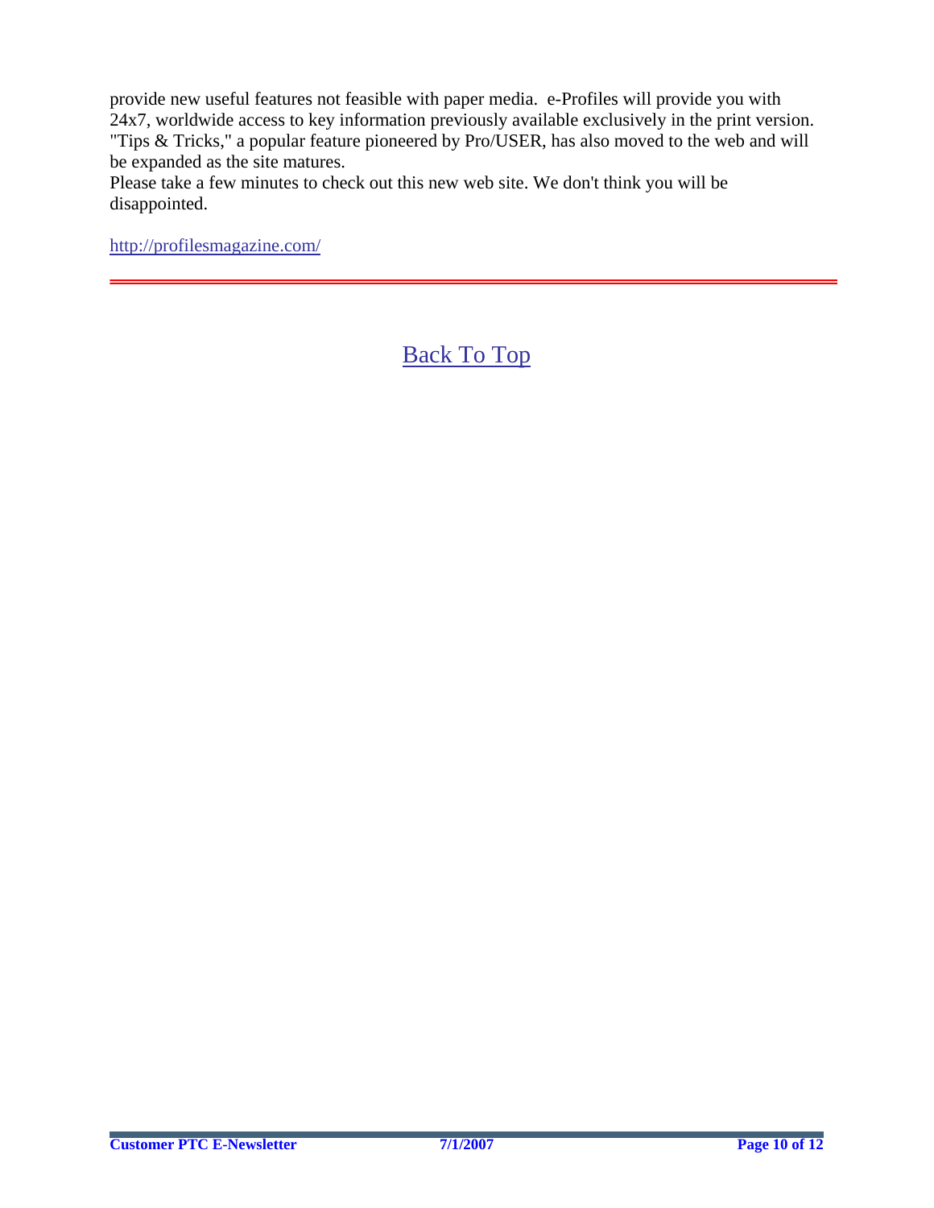provide new useful features not feasible with paper media.  e-Profiles will provide you with 24x7, worldwide access to key information previously available exclusively in the print version. "Tips & Tricks," a popular feature pioneered by Pro/USER, has also moved to the web and will be expanded as the site matures.
Please take a few minutes to check out this new web site. We don't think you will be disappointed.

http://profilesmagazine.com/

---

Back To Top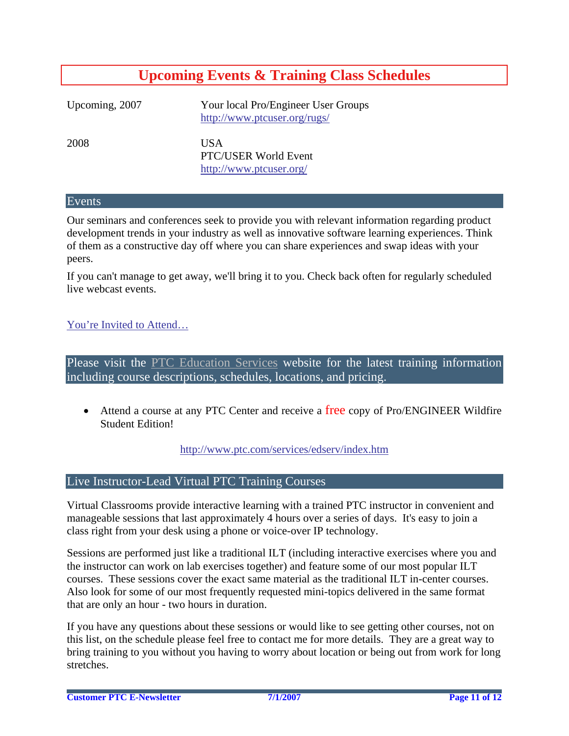# Upcoming Events & Training Class Schedules

| | |
|---|---|
| Upcoming, 2007 | Your local Pro/Engineer User Groups<br>http://www.ptcuser.org/rugs/ |
| 2008 | USA<br>PTC/USER World Event<br>http://www.ptcuser.org/ |

## Events

Our seminars and conferences seek to provide you with relevant information regarding product development trends in your industry as well as innovative software learning experiences. Think of them as a constructive day off where you can share experiences and swap ideas with your peers.

If you can't manage to get away, we'll bring it to you. Check back often for regularly scheduled live webcast events.

You're Invited to Attend…

## Please visit the PTC Education Services website for the latest training information including course descriptions, schedules, locations, and pricing.

- Attend a course at any PTC Center and receive a free copy of Pro/ENGINEER Wildfire Student Edition!

http://www.ptc.com/services/edserv/index.htm

## Live Instructor-Lead Virtual PTC Training Courses

Virtual Classrooms provide interactive learning with a trained PTC instructor in convenient and manageable sessions that last approximately 4 hours over a series of days. It's easy to join a class right from your desk using a phone or voice-over IP technology.

Sessions are performed just like a traditional ILT (including interactive exercises where you and the instructor can work on lab exercises together) and feature some of our most popular ILT courses. These sessions cover the exact same material as the traditional ILT in-center courses. Also look for some of our most frequently requested mini-topics delivered in the same format that are only an hour - two hours in duration.

If you have any questions about these sessions or would like to see getting other courses, not on this list, on the schedule please feel free to contact me for more details. They are a great way to bring training to you without you having to worry about location or being out from work for long stretches.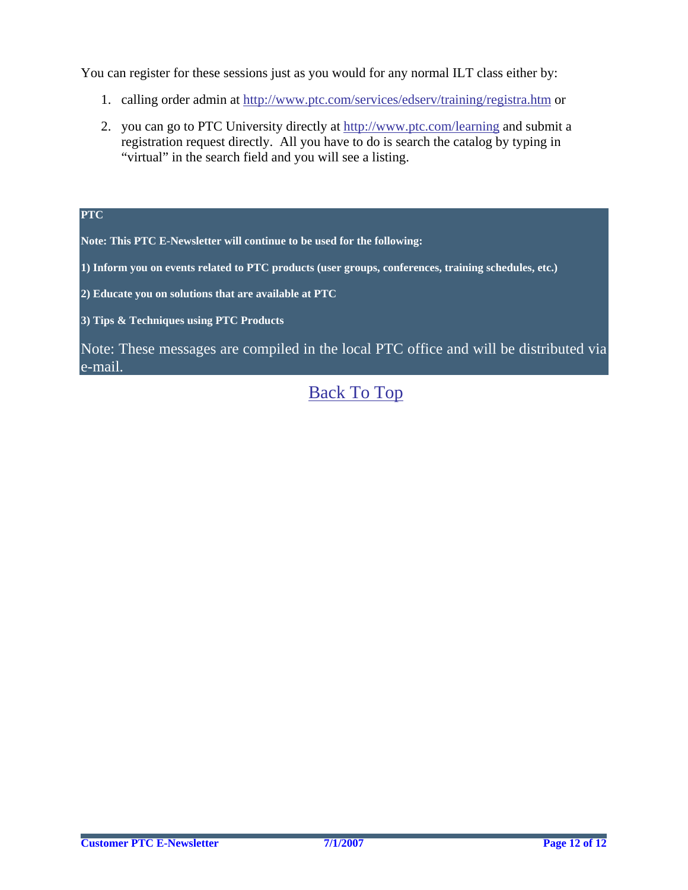You can register for these sessions just as you would for any normal ILT class either by:

1. calling order admin at http://www.ptc.com/services/edserv/training/registra.htm or
2. you can go to PTC University directly at http://www.ptc.com/learning and submit a registration request directly. All you have to do is search the catalog by typing in "virtual" in the search field and you will see a listing.

**PTC**

**Note: This PTC E-Newsletter will continue to be used for the following:**

**1) Inform you on events related to PTC products (user groups, conferences, training schedules, etc.)**

**2) Educate you on solutions that are available at PTC**

**3) Tips & Techniques using PTC Products**

Note: These messages are compiled in the local PTC office and will be distributed via e-mail.

Back To Top